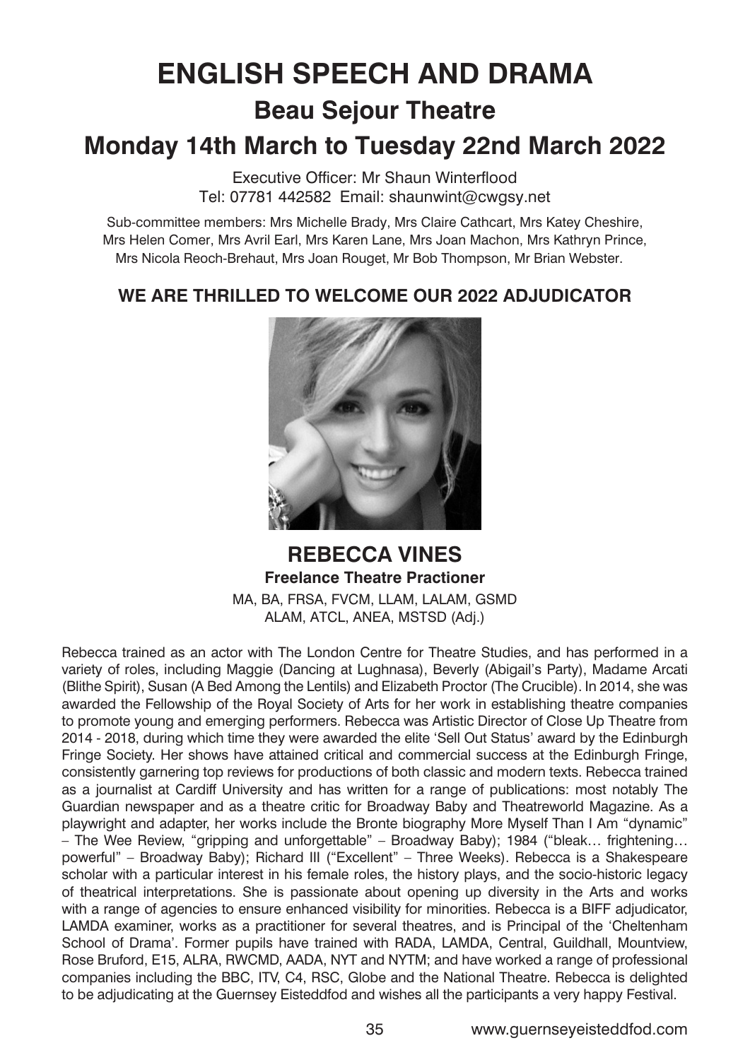# ENGLISH SPEECH AND DRAMA

## Beau Sejour Theatre

## Monday 14th March to Tuesday 22nd March 2022

Executive Officer: Mr Shaun Winterflood
Tel: 07781 442582 Email: shaunwint@cwgsy.net

Sub-committee members: Mrs Michelle Brady, Mrs Claire Cathcart, Mrs Katey Cheshire, Mrs Helen Comer, Mrs Avril Earl, Mrs Karen Lane, Mrs Joan Machon, Mrs Kathryn Prince, Mrs Nicola Reoch-Brehaut, Mrs Joan Rouget, Mr Bob Thompson, Mr Brian Webster.

### WE ARE THRILLED TO WELCOME OUR 2022 ADJUDICATOR

## REBECCA VINES

**Freelance Theatre Practioner**

MA, BA, FRSA, FVCM, LLAM, LALAM, GSMD
ALAM, ATCL, ANEA, MSTSD (Adj.)

Rebecca trained as an actor with The London Centre for Theatre Studies, and has performed in a variety of roles, including Maggie (Dancing at Lughnasa), Beverly (Abigail's Party), Madame Arcati (Blithe Spirit), Susan (A Bed Among the Lentils) and Elizabeth Proctor (The Crucible). In 2014, she was awarded the Fellowship of the Royal Society of Arts for her work in establishing theatre companies to promote young and emerging performers. Rebecca was Artistic Director of Close Up Theatre from 2014 - 2018, during which time they were awarded the elite 'Sell Out Status' award by the Edinburgh Fringe Society. Her shows have attained critical and commercial success at the Edinburgh Fringe, consistently garnering top reviews for productions of both classic and modern texts. Rebecca trained as a journalist at Cardiff University and has written for a range of publications: most notably The Guardian newspaper and as a theatre critic for Broadway Baby and Theatreworld Magazine. As a playwright and adapter, her works include the Bronte biography More Myself Than I Am "dynamic" – The Wee Review, "gripping and unforgettable" – Broadway Baby); 1984 ("bleak… frightening… powerful" – Broadway Baby); Richard III ("Excellent" – Three Weeks). Rebecca is a Shakespeare scholar with a particular interest in his female roles, the history plays, and the socio-historic legacy of theatrical interpretations. She is passionate about opening up diversity in the Arts and works with a range of agencies to ensure enhanced visibility for minorities. Rebecca is a BIFF adjudicator, LAMDA examiner, works as a practitioner for several theatres, and is Principal of the 'Cheltenham School of Drama'. Former pupils have trained with RADA, LAMDA, Central, Guildhall, Mountview, Rose Bruford, E15, ALRA, RWCMD, AADA, NYT and NYTM; and have worked a range of professional companies including the BBC, ITV, C4, RSC, Globe and the National Theatre. Rebecca is delighted to be adjudicating at the Guernsey Eisteddfod and wishes all the participants a very happy Festival.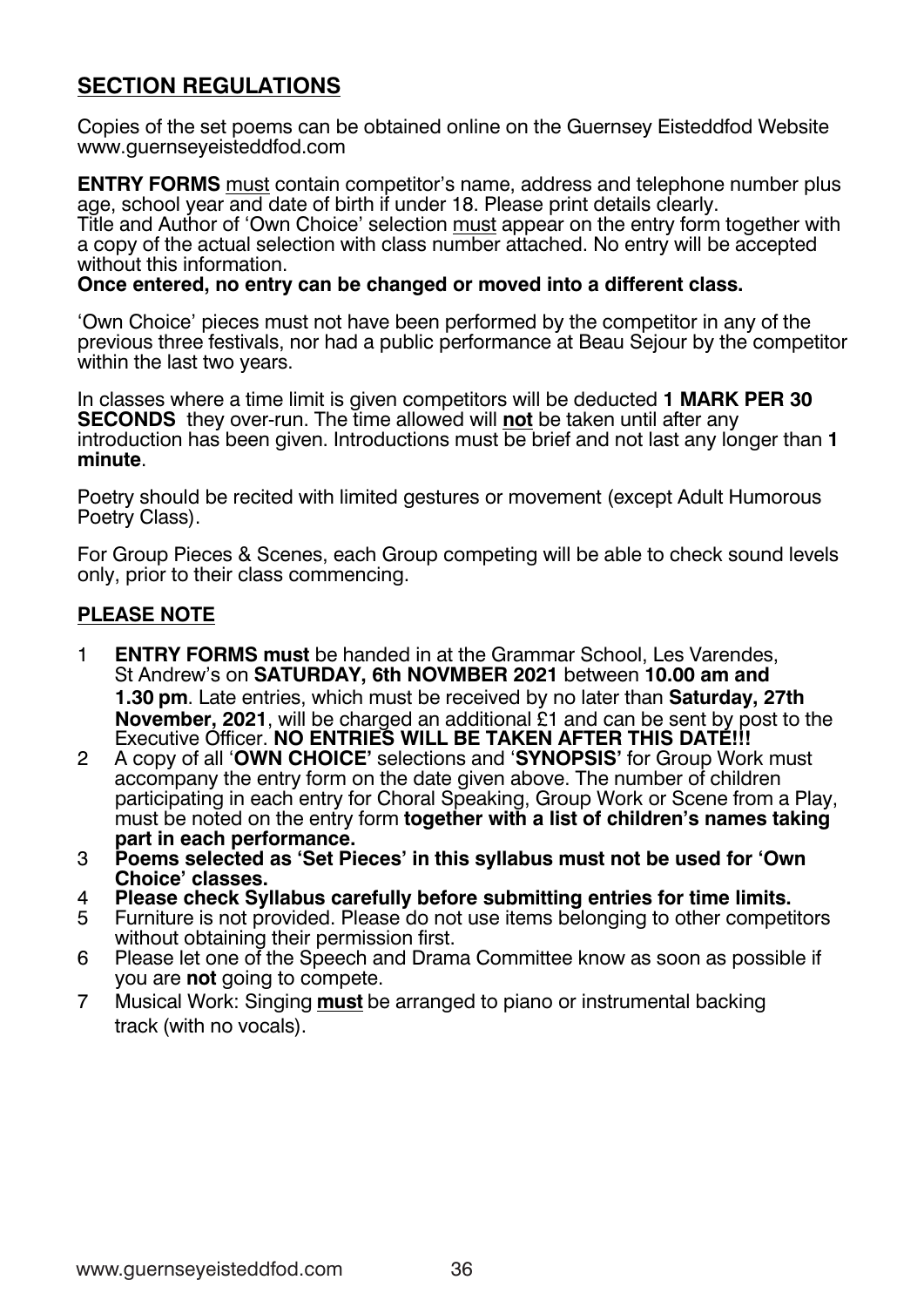## SECTION REGULATIONS

Copies of the set poems can be obtained online on the Guernsey Eisteddfod Website www.guernseyeisteddfod.com

**ENTRY FORMS** must contain competitor's name, address and telephone number plus age, school year and date of birth if under 18. Please print details clearly.
Title and Author of 'Own Choice' selection must appear on the entry form together with a copy of the actual selection with class number attached. No entry will be accepted without this information.
**Once entered, no entry can be changed or moved into a different class.**

'Own Choice' pieces must not have been performed by the competitor in any of the previous three festivals, nor had a public performance at Beau Sejour by the competitor within the last two years.

In classes where a time limit is given competitors will be deducted **1 MARK PER 30 SECONDS** they over-run. The time allowed will **not** be taken until after any introduction has been given. Introductions must be brief and not last any longer than **1 minute**.

Poetry should be recited with limited gestures or movement (except Adult Humorous Poetry Class).

For Group Pieces & Scenes, each Group competing will be able to check sound levels only, prior to their class commencing.

## PLEASE NOTE

1. **ENTRY FORMS must** be handed in at the Grammar School, Les Varendes, St Andrew's on **SATURDAY, 6th NOVMBER 2021** between **10.00 am and 1.30 pm**. Late entries, which must be received by no later than **Saturday, 27th November, 2021**, will be charged an additional £1 and can be sent by post to the Executive Officer. **NO ENTRIES WILL BE TAKEN AFTER THIS DATE!!!**
2. A copy of all '**OWN CHOICE**' selections and '**SYNOPSIS**' for Group Work must accompany the entry form on the date given above. The number of children participating in each entry for Choral Speaking, Group Work or Scene from a Play, must be noted on the entry form **together with a list of children's names taking part in each performance.**
3. **Poems selected as 'Set Pieces' in this syllabus must not be used for 'Own Choice' classes.**
4. **Please check Syllabus carefully before submitting entries for time limits.**
5. Furniture is not provided. Please do not use items belonging to other competitors without obtaining their permission first.
6. Please let one of the Speech and Drama Committee know as soon as possible if you are **not** going to compete.
7. Musical Work: Singing **must** be arranged to piano or instrumental backing track (with no vocals).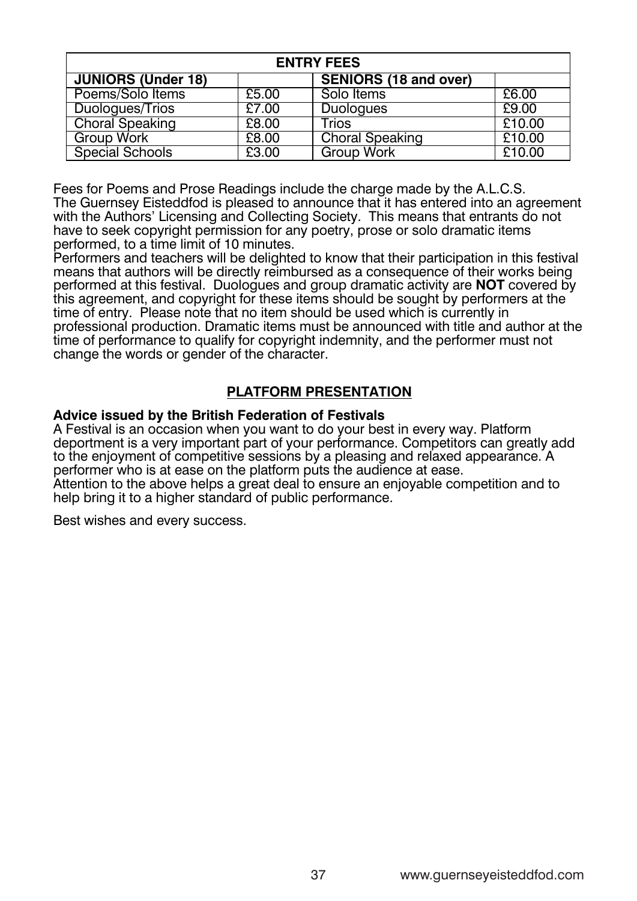| ENTRY FEES | | | |
|---|---|---|---|
| **JUNIORS (Under 18)** | | **SENIORS (18 and over)** | |
| Poems/Solo Items | £5.00 | Solo Items | £6.00 |
| Duologues/Trios | £7.00 | Duologues | £9.00 |
| Choral Speaking | £8.00 | Trios | £10.00 |
| Group Work | £8.00 | Choral Speaking | £10.00 |
| Special Schools | £3.00 | Group Work | £10.00 |

Fees for Poems and Prose Readings include the charge made by the A.L.C.S.
The Guernsey Eisteddfod is pleased to announce that it has entered into an agreement with the Authors' Licensing and Collecting Society. This means that entrants do not have to seek copyright permission for any poetry, prose or solo dramatic items performed, to a time limit of 10 minutes.
Performers and teachers will be delighted to know that their participation in this festival means that authors will be directly reimbursed as a consequence of their works being performed at this festival. Duologues and group dramatic activity are **NOT** covered by this agreement, and copyright for these items should be sought by performers at the time of entry. Please note that no item should be used which is currently in professional production. Dramatic items must be announced with title and author at the time of performance to qualify for copyright indemnity, and the performer must not change the words or gender of the character.

## PLATFORM PRESENTATION

**Advice issued by the British Federation of Festivals**
A Festival is an occasion when you want to do your best in every way. Platform deportment is a very important part of your performance. Competitors can greatly add to the enjoyment of competitive sessions by a pleasing and relaxed appearance. A performer who is at ease on the platform puts the audience at ease.
Attention to the above helps a great deal to ensure an enjoyable competition and to help bring it to a higher standard of public performance.

Best wishes and every success.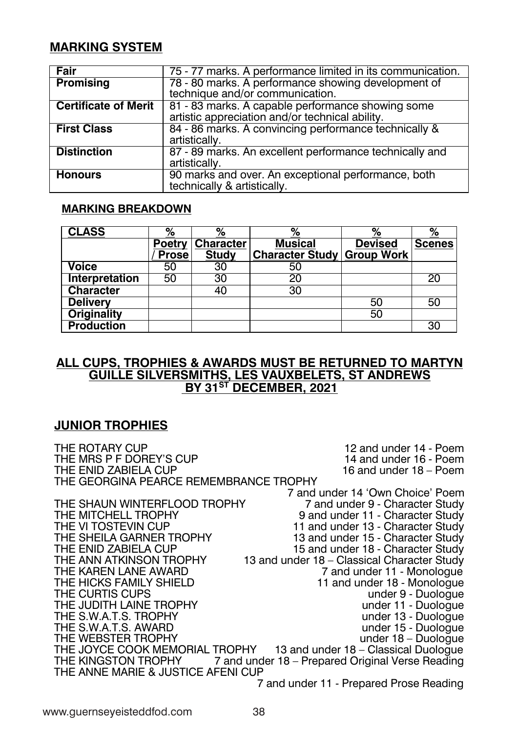## MARKING SYSTEM

| | |
|---|---|
| **Fair** | 75 - 77 marks. A performance limited in its communication. |
| **Promising** | 78 - 80 marks. A performance showing development of technique and/or communication. |
| **Certificate of Merit** | 81 - 83 marks. A capable performance showing some artistic appreciation and/or technical ability. |
| **First Class** | 84 - 86 marks. A convincing performance technically & artistically. |
| **Distinction** | 87 - 89 marks. An excellent performance technically and artistically. |
| **Honours** | 90 marks and over. An exceptional performance, both technically & artistically. |

### MARKING BREAKDOWN

| **CLASS** | **%** Poetry / Prose | **%** Character Study | **%** Musical Character Study | **%** Devised Group Work | **%** Scenes |
|---|---|---|---|---|---|
| **Voice** | 50 | 30 | 50 | | |
| **Interpretation** | 50 | 30 | 20 | | 20 |
| **Character** | | 40 | 30 | | |
| **Delivery** | | | | 50 | 50 |
| **Originality** | | | | 50 | |
| **Production** | | | | | 30 |

**ALL CUPS, TROPHIES & AWARDS MUST BE RETURNED TO MARTYN GUILLE SILVERSMITHS, LES VAUXBELETS, ST ANDREWS BY 31ST DECEMBER, 2021**

## JUNIOR TROPHIES

| | |
|---|---|
| THE ROTARY CUP | 12 and under 14 - Poem |
| THE MRS P F DOREY'S CUP | 14 and under 16 - Poem |
| THE ENID ZABIELA CUP | 16 and under 18 – Poem |
| THE GEORGINA PEARCE REMEMBRANCE TROPHY | 7 and under 14 'Own Choice' Poem |
| THE SHAUN WINTERFLOOD TROPHY | 7 and under 9 - Character Study |
| THE MITCHELL TROPHY | 9 and under 11 - Character Study |
| THE VI TOSTEVIN CUP | 11 and under 13 - Character Study |
| THE SHEILA GARNER TROPHY | 13 and under 15 - Character Study |
| THE ENID ZABIELA CUP | 15 and under 18 - Character Study |
| THE ANN ATKINSON TROPHY | 13 and under 18 – Classical Character Study |
| THE KAREN LANE AWARD | 7 and under 11 - Monologue |
| THE HICKS FAMILY SHIELD | 11 and under 18 - Monologue |
| THE CURTIS CUPS | under 9 - Duologue |
| THE JUDITH LAINE TROPHY | under 11 - Duologue |
| THE S.W.A.T.S. TROPHY | under 13 - Duologue |
| THE S.W.A.T.S. AWARD | under 15 - Duologue |
| THE WEBSTER TROPHY | under 18 – Duologue |
| THE JOYCE COOK MEMORIAL TROPHY | 13 and under 18 – Classical Duologue |
| THE KINGSTON TROPHY | 7 and under 18 – Prepared Original Verse Reading |
| THE ANNE MARIE & JUSTICE AFENI CUP | 7 and under 11 - Prepared Prose Reading |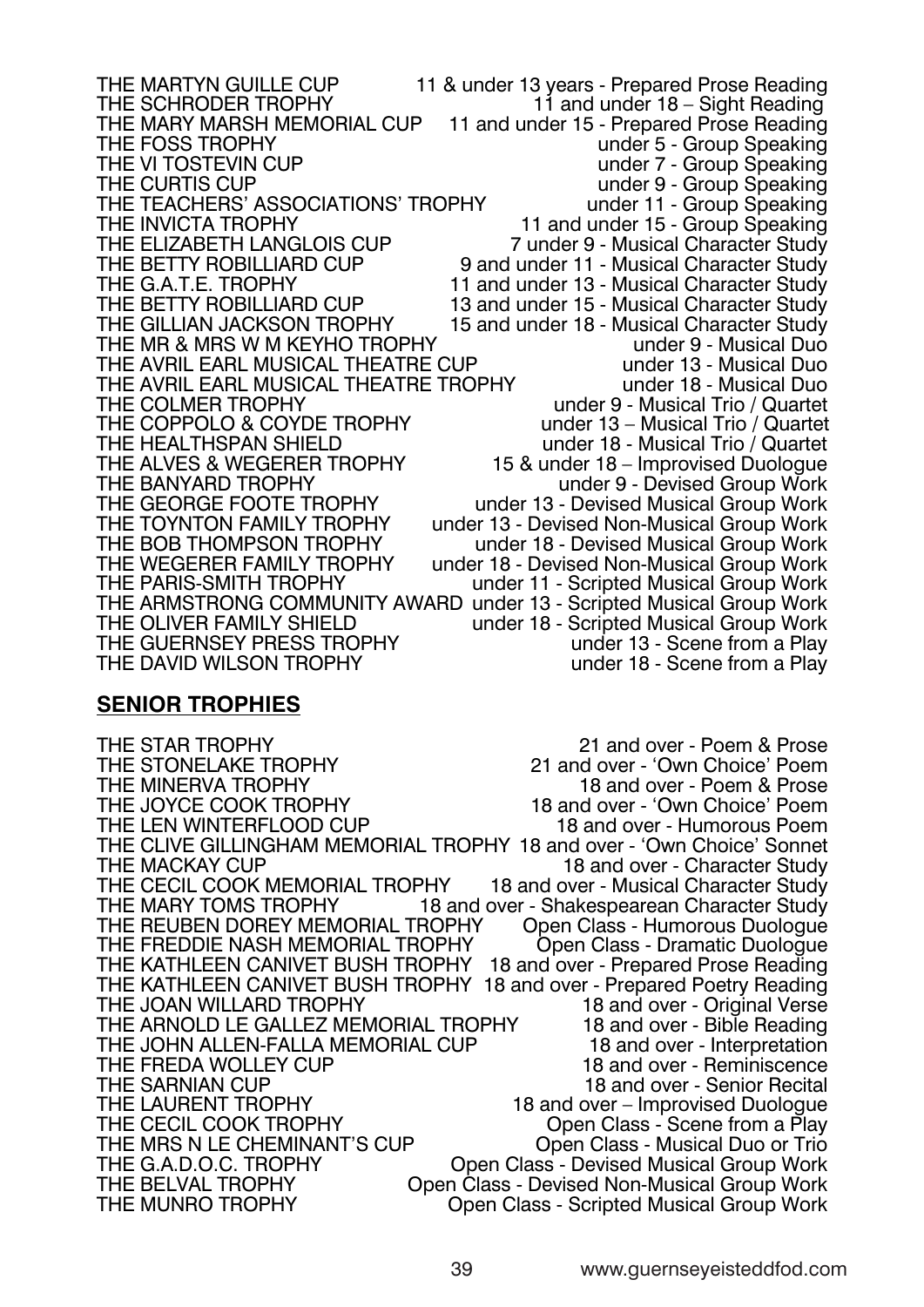| | |
|---|---|
| THE MARTYN GUILLE CUP | 11 & under 13 years - Prepared Prose Reading |
| THE SCHRODER TROPHY | 11 and under 18 – Sight Reading |
| THE MARY MARSH MEMORIAL CUP | 11 and under 15 - Prepared Prose Reading |
| THE FOSS TROPHY | under 5 - Group Speaking |
| THE VI TOSTEVIN CUP | under 7 - Group Speaking |
| THE CURTIS CUP | under 9 - Group Speaking |
| THE TEACHERS' ASSOCIATIONS' TROPHY | under 11 - Group Speaking |
| THE INVICTA TROPHY | 11 and under 15 - Group Speaking |
| THE ELIZABETH LANGLOIS CUP | 7 under 9 - Musical Character Study |
| THE BETTY ROBILLIARD CUP | 9 and under 11 - Musical Character Study |
| THE G.A.T.E. TROPHY | 11 and under 13 - Musical Character Study |
| THE BETTY ROBILLIARD CUP | 13 and under 15 - Musical Character Study |
| THE GILLIAN JACKSON TROPHY | 15 and under 18 - Musical Character Study |
| THE MR & MRS W M KEYHO TROPHY | under 9 - Musical Duo |
| THE AVRIL EARL MUSICAL THEATRE CUP | under 13 - Musical Duo |
| THE AVRIL EARL MUSICAL THEATRE TROPHY | under 18 - Musical Duo |
| THE COLMER TROPHY | under 9 - Musical Trio / Quartet |
| THE COPPOLO & COYDE TROPHY | under 13 – Musical Trio / Quartet |
| THE HEALTHSPAN SHIELD | under 18 - Musical Trio / Quartet |
| THE ALVES & WEGERER TROPHY | 15 & under 18 – Improvised Duologue |
| THE BANYARD TROPHY | under 9 - Devised Group Work |
| THE GEORGE FOOTE TROPHY | under 13 - Devised Musical Group Work |
| THE TOYNTON FAMILY TROPHY | under 13 - Devised Non-Musical Group Work |
| THE BOB THOMPSON TROPHY | under 18 - Devised Musical Group Work |
| THE WEGERER FAMILY TROPHY | under 18 - Devised Non-Musical Group Work |
| THE PARIS-SMITH TROPHY | under 11 - Scripted Musical Group Work |
| THE ARMSTRONG COMMUNITY AWARD | under 13 - Scripted Musical Group Work |
| THE OLIVER FAMILY SHIELD | under 18 - Scripted Musical Group Work |
| THE GUERNSEY PRESS TROPHY | under 13 - Scene from a Play |
| THE DAVID WILSON TROPHY | under 18 - Scene from a Play |

## SENIOR TROPHIES

| | |
|---|---|
| THE STAR TROPHY | 21 and over - Poem & Prose |
| THE STONELAKE TROPHY | 21 and over - 'Own Choice' Poem |
| THE MINERVA TROPHY | 18 and over - Poem & Prose |
| THE JOYCE COOK TROPHY | 18 and over - 'Own Choice' Poem |
| THE LEN WINTERFLOOD CUP | 18 and over - Humorous Poem |
| THE CLIVE GILLINGHAM MEMORIAL TROPHY | 18 and over - 'Own Choice' Sonnet |
| THE MACKAY CUP | 18 and over - Character Study |
| THE CECIL COOK MEMORIAL TROPHY | 18 and over - Musical Character Study |
| THE MARY TOMS TROPHY | 18 and over - Shakespearean Character Study |
| THE REUBEN DOREY MEMORIAL TROPHY | Open Class - Humorous Duologue |
| THE FREDDIE NASH MEMORIAL TROPHY | Open Class - Dramatic Duologue |
| THE KATHLEEN CANIVET BUSH TROPHY | 18 and over - Prepared Prose Reading |
| THE KATHLEEN CANIVET BUSH TROPHY | 18 and over - Prepared Poetry Reading |
| THE JOAN WILLARD TROPHY | 18 and over - Original Verse |
| THE ARNOLD LE GALLEZ MEMORIAL TROPHY | 18 and over - Bible Reading |
| THE JOHN ALLEN-FALLA MEMORIAL CUP | 18 and over - Interpretation |
| THE FREDA WOLLEY CUP | 18 and over - Reminiscence |
| THE SARNIAN CUP | 18 and over - Senior Recital |
| THE LAURENT TROPHY | 18 and over – Improvised Duologue |
| THE CECIL COOK TROPHY | Open Class - Scene from a Play |
| THE MRS N LE CHEMINANT'S CUP | Open Class - Musical Duo or Trio |
| THE G.A.D.O.C. TROPHY | Open Class - Devised Musical Group Work |
| THE BELVAL TROPHY | Open Class - Devised Non-Musical Group Work |
| THE MUNRO TROPHY | Open Class - Scripted Musical Group Work |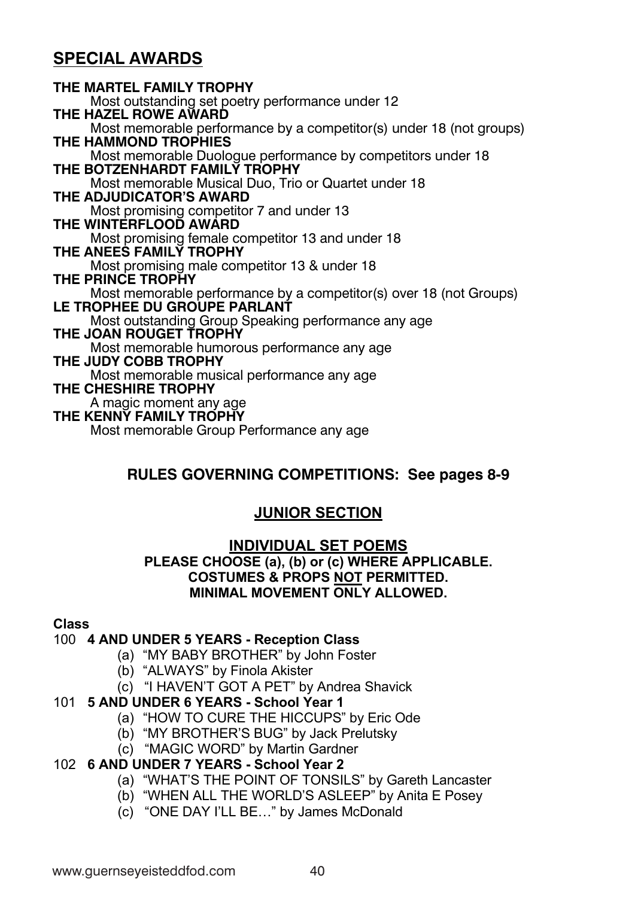## SPECIAL AWARDS

**THE MARTEL FAMILY TROPHY**
Most outstanding set poetry performance under 12

**THE HAZEL ROWE AWARD**
Most memorable performance by a competitor(s) under 18 (not groups)

**THE HAMMOND TROPHIES**
Most memorable Duologue performance by competitors under 18

**THE BOTZENHARDT FAMILY TROPHY**
Most memorable Musical Duo, Trio or Quartet under 18

**THE ADJUDICATOR'S AWARD**
Most promising competitor 7 and under 13

**THE WINTERFLOOD AWARD**
Most promising female competitor 13 and under 18

**THE ANEES FAMILY TROPHY**
Most promising male competitor 13 & under 18

**THE PRINCE TROPHY**
Most memorable performance by a competitor(s) over 18 (not Groups)

**LE TROPHEE DU GROUPE PARLANT**
Most outstanding Group Speaking performance any age

**THE JOAN ROUGET TROPHY**
Most memorable humorous performance any age

**THE JUDY COBB TROPHY**
Most memorable musical performance any age

**THE CHESHIRE TROPHY**
A magic moment any age

**THE KENNY FAMILY TROPHY**
Most memorable Group Performance any age

### RULES GOVERNING COMPETITIONS: See pages 8-9

## JUNIOR SECTION

### INDIVIDUAL SET POEMS

**PLEASE CHOOSE (a), (b) or (c) WHERE APPLICABLE.**
**COSTUMES & PROPS NOT PERMITTED.**
**MINIMAL MOVEMENT ONLY ALLOWED.**

**Class**

100 **4 AND UNDER 5 YEARS - Reception Class**
- (a) "MY BABY BROTHER" by John Foster
- (b) "ALWAYS" by Finola Akister
- (c) "I HAVEN'T GOT A PET" by Andrea Shavick

101 **5 AND UNDER 6 YEARS - School Year 1**
- (a) "HOW TO CURE THE HICCUPS" by Eric Ode
- (b) "MY BROTHER'S BUG" by Jack Prelutsky
- (c) "MAGIC WORD" by Martin Gardner

102 **6 AND UNDER 7 YEARS - School Year 2**
- (a) "WHAT'S THE POINT OF TONSILS" by Gareth Lancaster
- (b) "WHEN ALL THE WORLD'S ASLEEP" by Anita E Posey
- (c) "ONE DAY I'LL BE…" by James McDonald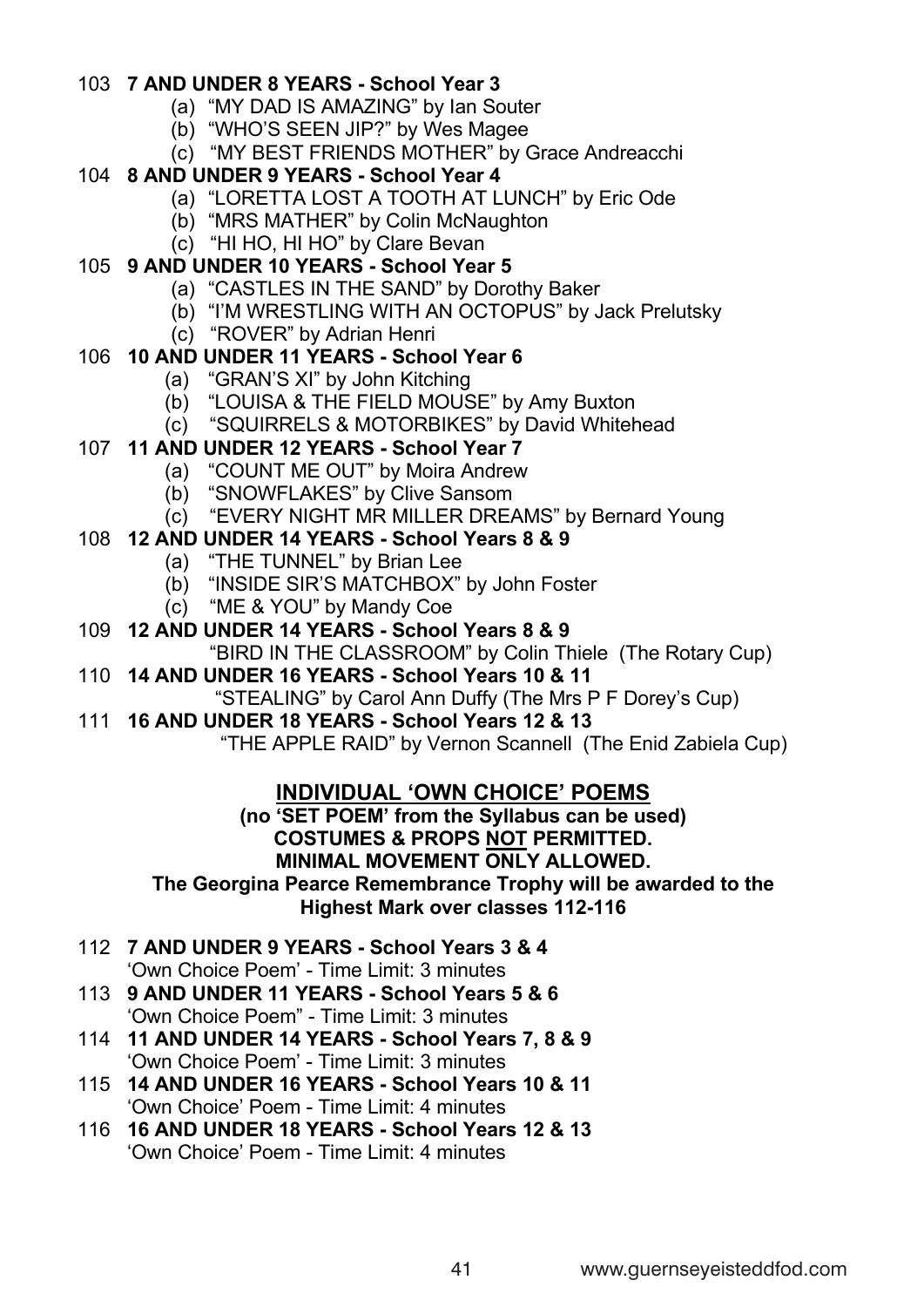103 **7 AND UNDER 8 YEARS - School Year 3**

- (a) "MY DAD IS AMAZING" by Ian Souter
- (b) "WHO'S SEEN JIP?" by Wes Magee
- (c) "MY BEST FRIENDS MOTHER" by Grace Andreacchi

104 **8 AND UNDER 9 YEARS - School Year 4**

- (a) "LORETTA LOST A TOOTH AT LUNCH" by Eric Ode
- (b) "MRS MATHER" by Colin McNaughton
- (c) "HI HO, HI HO" by Clare Bevan

105 **9 AND UNDER 10 YEARS - School Year 5**

- (a) "CASTLES IN THE SAND" by Dorothy Baker
- (b) "I'M WRESTLING WITH AN OCTOPUS" by Jack Prelutsky
- (c) "ROVER" by Adrian Henri

106 **10 AND UNDER 11 YEARS - School Year 6**

- (a) "GRAN'S XI" by John Kitching
- (b) "LOUISA & THE FIELD MOUSE" by Amy Buxton
- (c) "SQUIRRELS & MOTORBIKES" by David Whitehead

107 **11 AND UNDER 12 YEARS - School Year 7**

- (a) "COUNT ME OUT" by Moira Andrew
- (b) "SNOWFLAKES" by Clive Sansom
- (c) "EVERY NIGHT MR MILLER DREAMS" by Bernard Young

108 **12 AND UNDER 14 YEARS - School Years 8 & 9**

- (a) "THE TUNNEL" by Brian Lee
- (b) "INSIDE SIR'S MATCHBOX" by John Foster
- (c) "ME & YOU" by Mandy Coe

109 **12 AND UNDER 14 YEARS - School Years 8 & 9**

"BIRD IN THE CLASSROOM" by Colin Thiele (The Rotary Cup)

110 **14 AND UNDER 16 YEARS - School Years 10 & 11**

"STEALING" by Carol Ann Duffy (The Mrs P F Dorey's Cup)

111 **16 AND UNDER 18 YEARS - School Years 12 & 13**

"THE APPLE RAID" by Vernon Scannell (The Enid Zabiela Cup)

## INDIVIDUAL 'OWN CHOICE' POEMS

**(no 'SET POEM' from the Syllabus can be used)**
**COSTUMES & PROPS NOT PERMITTED.**
**MINIMAL MOVEMENT ONLY ALLOWED.**
**The Georgina Pearce Remembrance Trophy will be awarded to the Highest Mark over classes 112-116**

112 **7 AND UNDER 9 YEARS - School Years 3 & 4**
'Own Choice Poem' - Time Limit: 3 minutes

113 **9 AND UNDER 11 YEARS - School Years 5 & 6**
'Own Choice Poem" - Time Limit: 3 minutes

114 **11 AND UNDER 14 YEARS - School Years 7, 8 & 9**
'Own Choice Poem' - Time Limit: 3 minutes

115 **14 AND UNDER 16 YEARS - School Years 10 & 11**
'Own Choice' Poem - Time Limit: 4 minutes

116 **16 AND UNDER 18 YEARS - School Years 12 & 13**
'Own Choice' Poem - Time Limit: 4 minutes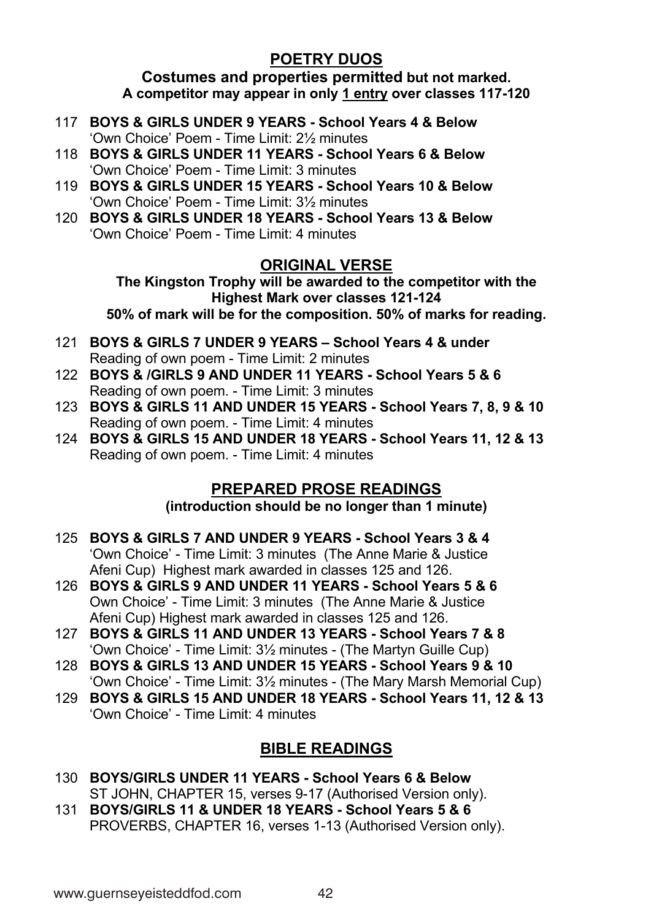## POETRY DUOS

**Costumes and properties permitted but not marked.**
**A competitor may appear in only 1 entry over classes 117-120**

117 **BOYS & GIRLS UNDER 9 YEARS - School Years 4 & Below**
'Own Choice' Poem - Time Limit: 2½ minutes

118 **BOYS & GIRLS UNDER 11 YEARS - School Years 6 & Below**
'Own Choice' Poem - Time Limit: 3 minutes

119 **BOYS & GIRLS UNDER 15 YEARS - School Years 10 & Below**
'Own Choice' Poem - Time Limit: 3½ minutes

120 **BOYS & GIRLS UNDER 18 YEARS - School Years 13 & Below**
'Own Choice' Poem - Time Limit: 4 minutes

## ORIGINAL VERSE

**The Kingston Trophy will be awarded to the competitor with the Highest Mark over classes 121-124**
**50% of mark will be for the composition. 50% of marks for reading.**

121 **BOYS & GIRLS 7 UNDER 9 YEARS – School Years 4 & under**
Reading of own poem - Time Limit: 2 minutes

122 **BOYS & /GIRLS 9 AND UNDER 11 YEARS - School Years 5 & 6**
Reading of own poem. - Time Limit: 3 minutes

123 **BOYS & GIRLS 11 AND UNDER 15 YEARS - School Years 7, 8, 9 & 10**
Reading of own poem. - Time Limit: 4 minutes

124 **BOYS & GIRLS 15 AND UNDER 18 YEARS - School Years 11, 12 & 13**
Reading of own poem. - Time Limit: 4 minutes

## PREPARED PROSE READINGS

**(introduction should be no longer than 1 minute)**

125 **BOYS & GIRLS 7 AND UNDER 9 YEARS - School Years 3 & 4**
'Own Choice' - Time Limit: 3 minutes (The Anne Marie & Justice Afeni Cup) Highest mark awarded in classes 125 and 126.

126 **BOYS & GIRLS 9 AND UNDER 11 YEARS - School Years 5 & 6**
Own Choice' - Time Limit: 3 minutes (The Anne Marie & Justice Afeni Cup) Highest mark awarded in classes 125 and 126.

127 **BOYS & GIRLS 11 AND UNDER 13 YEARS - School Years 7 & 8**
'Own Choice' - Time Limit: 3½ minutes - (The Martyn Guille Cup)

128 **BOYS & GIRLS 13 AND UNDER 15 YEARS - School Years 9 & 10**
'Own Choice' - Time Limit: 3½ minutes - (The Mary Marsh Memorial Cup)

129 **BOYS & GIRLS 15 AND UNDER 18 YEARS - School Years 11, 12 & 13**
'Own Choice' - Time Limit: 4 minutes

## BIBLE READINGS

130 **BOYS/GIRLS UNDER 11 YEARS - School Years 6 & Below**
ST JOHN, CHAPTER 15, verses 9-17 (Authorised Version only).

131 **BOYS/GIRLS 11 & UNDER 18 YEARS - School Years 5 & 6**
PROVERBS, CHAPTER 16, verses 1-13 (Authorised Version only).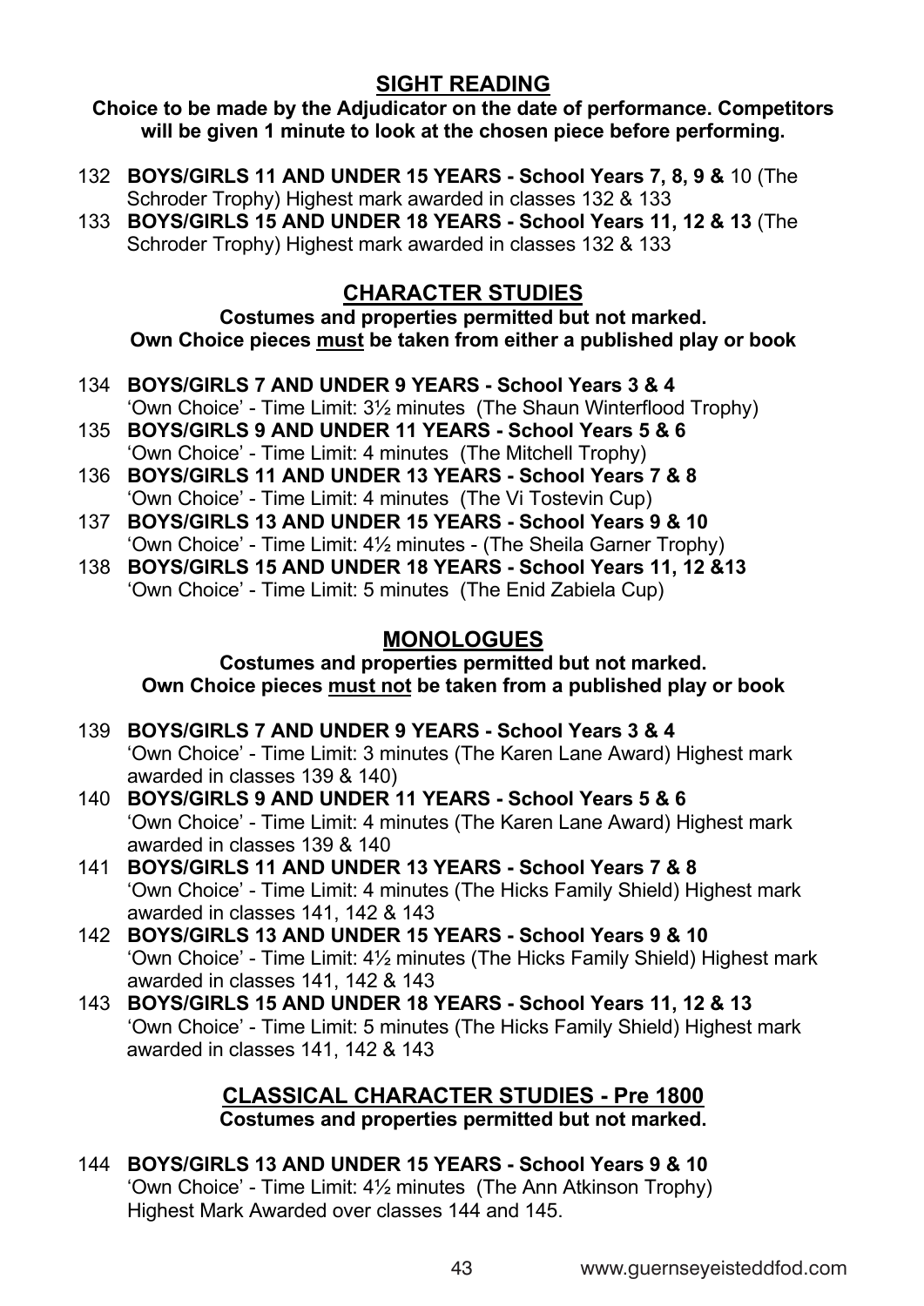## SIGHT READING

**Choice to be made by the Adjudicator on the date of performance. Competitors will be given 1 minute to look at the chosen piece before performing.**

132 **BOYS/GIRLS 11 AND UNDER 15 YEARS - School Years 7, 8, 9 &** 10 (The Schroder Trophy) Highest mark awarded in classes 132 & 133

133 **BOYS/GIRLS 15 AND UNDER 18 YEARS - School Years 11, 12 & 13** (The Schroder Trophy) Highest mark awarded in classes 132 & 133

## CHARACTER STUDIES

**Costumes and properties permitted but not marked.**
**Own Choice pieces <u>must</u> be taken from either a published play or book**

134 **BOYS/GIRLS 7 AND UNDER 9 YEARS - School Years 3 & 4**
'Own Choice' - Time Limit: 3½ minutes (The Shaun Winterflood Trophy)

135 **BOYS/GIRLS 9 AND UNDER 11 YEARS - School Years 5 & 6**
'Own Choice' - Time Limit: 4 minutes (The Mitchell Trophy)

136 **BOYS/GIRLS 11 AND UNDER 13 YEARS - School Years 7 & 8**
'Own Choice' - Time Limit: 4 minutes (The Vi Tostevin Cup)

137 **BOYS/GIRLS 13 AND UNDER 15 YEARS - School Years 9 & 10**
'Own Choice' - Time Limit: 4½ minutes - (The Sheila Garner Trophy)

138 **BOYS/GIRLS 15 AND UNDER 18 YEARS - School Years 11, 12 &13**
'Own Choice' - Time Limit: 5 minutes (The Enid Zabiela Cup)

## MONOLOGUES

**Costumes and properties permitted but not marked.**
**Own Choice pieces <u>must not</u> be taken from a published play or book**

139 **BOYS/GIRLS 7 AND UNDER 9 YEARS - School Years 3 & 4**
'Own Choice' - Time Limit: 3 minutes (The Karen Lane Award) Highest mark awarded in classes 139 & 140)

140 **BOYS/GIRLS 9 AND UNDER 11 YEARS - School Years 5 & 6**
'Own Choice' - Time Limit: 4 minutes (The Karen Lane Award) Highest mark awarded in classes 139 & 140

141 **BOYS/GIRLS 11 AND UNDER 13 YEARS - School Years 7 & 8**
'Own Choice' - Time Limit: 4 minutes (The Hicks Family Shield) Highest mark awarded in classes 141, 142 & 143

142 **BOYS/GIRLS 13 AND UNDER 15 YEARS - School Years 9 & 10**
'Own Choice' - Time Limit: 4½ minutes (The Hicks Family Shield) Highest mark awarded in classes 141, 142 & 143

143 **BOYS/GIRLS 15 AND UNDER 18 YEARS - School Years 11, 12 & 13**
'Own Choice' - Time Limit: 5 minutes (The Hicks Family Shield) Highest mark awarded in classes 141, 142 & 143

## CLASSICAL CHARACTER STUDIES - Pre 1800

**Costumes and properties permitted but not marked.**

144 **BOYS/GIRLS 13 AND UNDER 15 YEARS - School Years 9 & 10**
'Own Choice' - Time Limit: 4½ minutes (The Ann Atkinson Trophy)
Highest Mark Awarded over classes 144 and 145.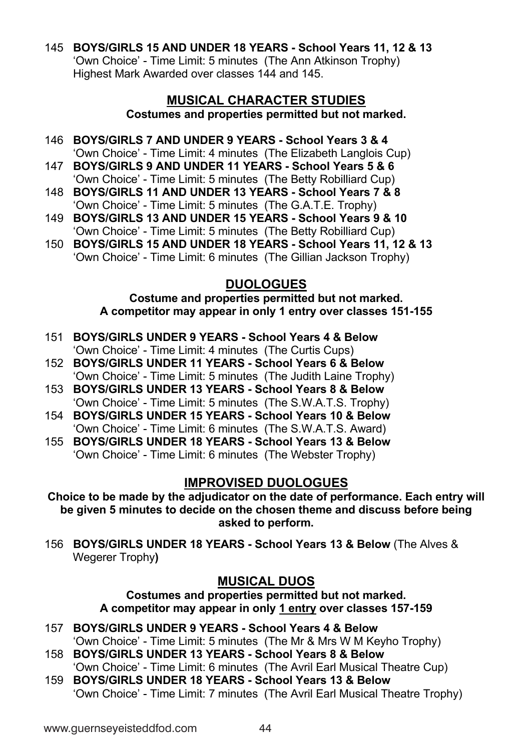145 **BOYS/GIRLS 15 AND UNDER 18 YEARS - School Years 11, 12 & 13**
'Own Choice' - Time Limit: 5 minutes (The Ann Atkinson Trophy)
Highest Mark Awarded over classes 144 and 145.

## MUSICAL CHARACTER STUDIES

**Costumes and properties permitted but not marked.**

146 **BOYS/GIRLS 7 AND UNDER 9 YEARS - School Years 3 & 4**
'Own Choice' - Time Limit: 4 minutes (The Elizabeth Langlois Cup)

147 **BOYS/GIRLS 9 AND UNDER 11 YEARS - School Years 5 & 6**
'Own Choice' - Time Limit: 5 minutes (The Betty Robilliard Cup)

148 **BOYS/GIRLS 11 AND UNDER 13 YEARS - School Years 7 & 8**
'Own Choice' - Time Limit: 5 minutes (The G.A.T.E. Trophy)

149 **BOYS/GIRLS 13 AND UNDER 15 YEARS - School Years 9 & 10**
'Own Choice' - Time Limit: 5 minutes (The Betty Robilliard Cup)

150 **BOYS/GIRLS 15 AND UNDER 18 YEARS - School Years 11, 12 & 13**
'Own Choice' - Time Limit: 6 minutes (The Gillian Jackson Trophy)

## DUOLOGUES

**Costume and properties permitted but not marked.**
**A competitor may appear in only 1 entry over classes 151-155**

151 **BOYS/GIRLS UNDER 9 YEARS - School Years 4 & Below**
'Own Choice' - Time Limit: 4 minutes (The Curtis Cups)

152 **BOYS/GIRLS UNDER 11 YEARS - School Years 6 & Below**
'Own Choice' - Time Limit: 5 minutes (The Judith Laine Trophy)

153 **BOYS/GIRLS UNDER 13 YEARS - School Years 8 & Below**
'Own Choice' - Time Limit: 5 minutes (The S.W.A.T.S. Trophy)

154 **BOYS/GIRLS UNDER 15 YEARS - School Years 10 & Below**
'Own Choice' - Time Limit: 6 minutes (The S.W.A.T.S. Award)

155 **BOYS/GIRLS UNDER 18 YEARS - School Years 13 & Below**
'Own Choice' - Time Limit: 6 minutes (The Webster Trophy)

## IMPROVISED DUOLOGUES

**Choice to be made by the adjudicator on the date of performance. Each entry will be given 5 minutes to decide on the chosen theme and discuss before being asked to perform.**

156 **BOYS/GIRLS UNDER 18 YEARS - School Years 13 & Below** (The Alves & Wegerer Trophy**)**

## MUSICAL DUOS

**Costumes and properties permitted but not marked.**
**A competitor may appear in only 1 entry over classes 157-159**

157 **BOYS/GIRLS UNDER 9 YEARS - School Years 4 & Below**
'Own Choice' - Time Limit: 5 minutes (The Mr & Mrs W M Keyho Trophy)

158 **BOYS/GIRLS UNDER 13 YEARS - School Years 8 & Below**
'Own Choice' - Time Limit: 6 minutes (The Avril Earl Musical Theatre Cup)

159 **BOYS/GIRLS UNDER 18 YEARS - School Years 13 & Below**
'Own Choice' - Time Limit: 7 minutes (The Avril Earl Musical Theatre Trophy)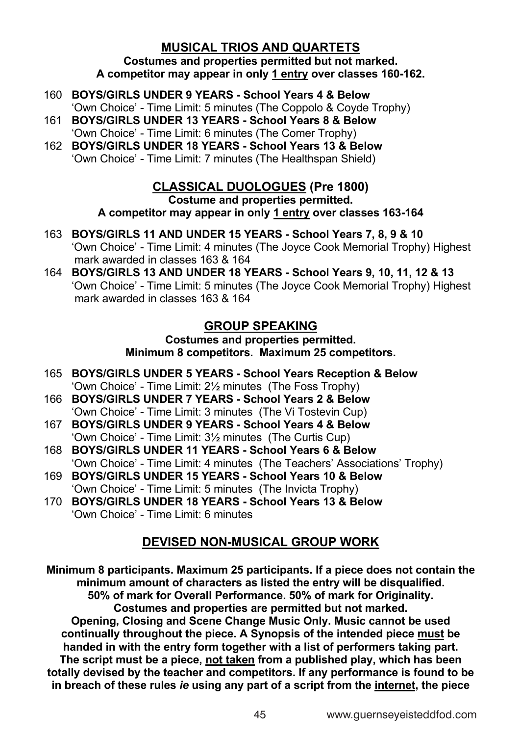## MUSICAL TRIOS AND QUARTETS

**Costumes and properties permitted but not marked.**
**A competitor may appear in only 1 entry over classes 160-162.**

160 **BOYS/GIRLS UNDER 9 YEARS - School Years 4 & Below**
'Own Choice' - Time Limit: 5 minutes (The Coppolo & Coyde Trophy)

161 **BOYS/GIRLS UNDER 13 YEARS - School Years 8 & Below**
'Own Choice' - Time Limit: 6 minutes (The Comer Trophy)

162 **BOYS/GIRLS UNDER 18 YEARS - School Years 13 & Below**
'Own Choice' - Time Limit: 7 minutes (The Healthspan Shield)

## CLASSICAL DUOLOGUES (Pre 1800)

**Costume and properties permitted.**
**A competitor may appear in only 1 entry over classes 163-164**

163 **BOYS/GIRLS 11 AND UNDER 15 YEARS - School Years 7, 8, 9 & 10**
'Own Choice' - Time Limit: 4 minutes (The Joyce Cook Memorial Trophy) Highest mark awarded in classes 163 & 164

164 **BOYS/GIRLS 13 AND UNDER 18 YEARS - School Years 9, 10, 11, 12 & 13**
'Own Choice' - Time Limit: 5 minutes (The Joyce Cook Memorial Trophy) Highest mark awarded in classes 163 & 164

## GROUP SPEAKING

**Costumes and properties permitted.**
**Minimum 8 competitors. Maximum 25 competitors.**

165 **BOYS/GIRLS UNDER 5 YEARS - School Years Reception & Below**
'Own Choice' - Time Limit: 2½ minutes (The Foss Trophy)

166 **BOYS/GIRLS UNDER 7 YEARS - School Years 2 & Below**
'Own Choice' - Time Limit: 3 minutes (The Vi Tostevin Cup)

167 **BOYS/GIRLS UNDER 9 YEARS - School Years 4 & Below**
'Own Choice' - Time Limit: 3½ minutes (The Curtis Cup)

168 **BOYS/GIRLS UNDER 11 YEARS - School Years 6 & Below**
'Own Choice' - Time Limit: 4 minutes (The Teachers' Associations' Trophy)

169 **BOYS/GIRLS UNDER 15 YEARS - School Years 10 & Below**
'Own Choice' - Time Limit: 5 minutes (The Invicta Trophy)

170 **BOYS/GIRLS UNDER 18 YEARS - School Years 13 & Below**
'Own Choice' - Time Limit: 6 minutes

## DEVISED NON-MUSICAL GROUP WORK

**Minimum 8 participants. Maximum 25 participants. If a piece does not contain the minimum amount of characters as listed the entry will be disqualified. 50% of mark for Overall Performance. 50% of mark for Originality. Costumes and properties are permitted but not marked. Opening, Closing and Scene Change Music Only. Music cannot be used continually throughout the piece. A Synopsis of the intended piece must be handed in with the entry form together with a list of performers taking part. The script must be a piece, not taken from a published play, which has been totally devised by the teacher and competitors. If any performance is found to be in breach of these rules *ie* using any part of a script from the internet, the piece**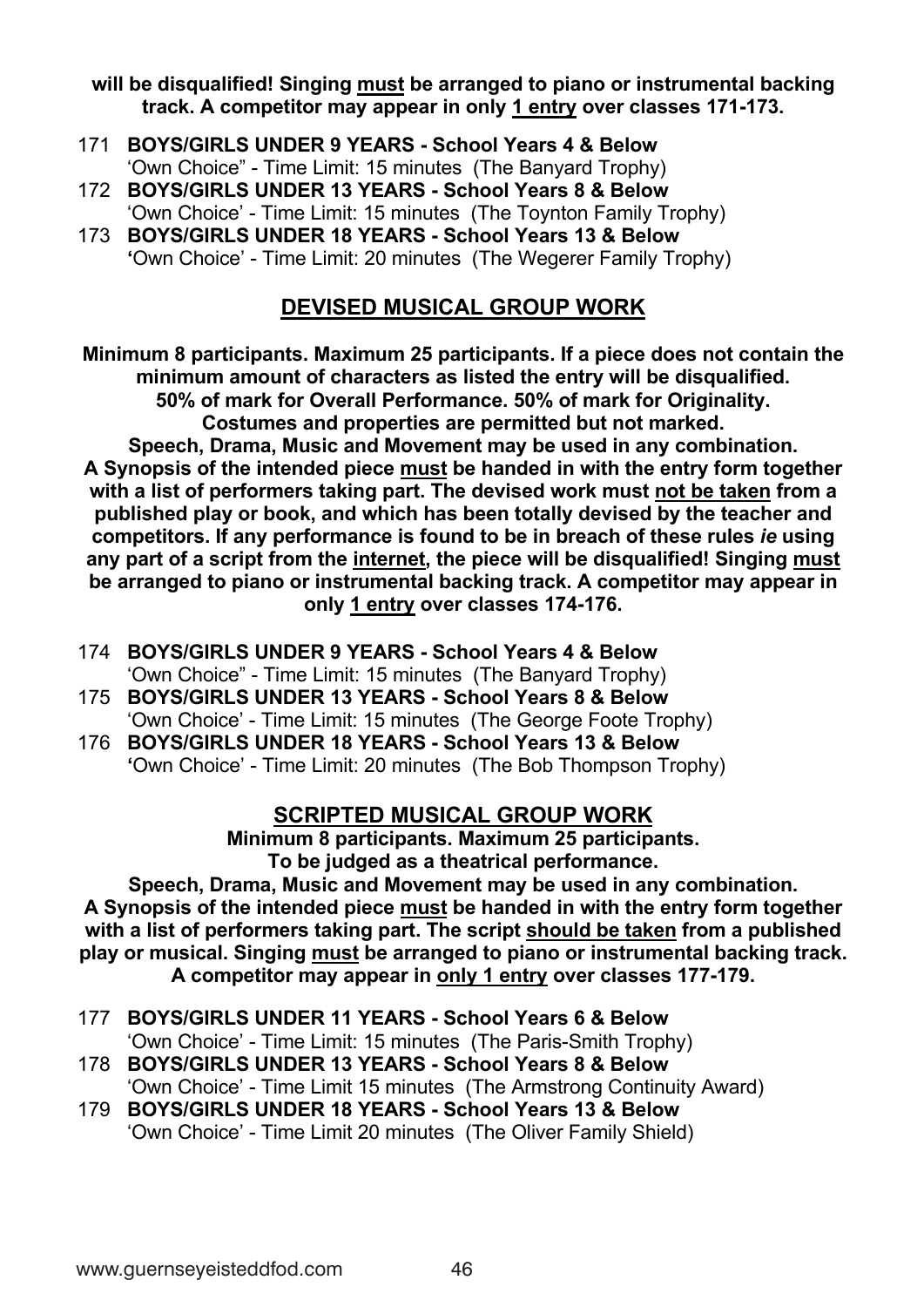**will be disqualified! Singing must be arranged to piano or instrumental backing track. A competitor may appear in only 1 entry over classes 171-173.**

171 **BOYS/GIRLS UNDER 9 YEARS - School Years 4 & Below**
'Own Choice" - Time Limit: 15 minutes (The Banyard Trophy)

172 **BOYS/GIRLS UNDER 13 YEARS - School Years 8 & Below**
'Own Choice' - Time Limit: 15 minutes (The Toynton Family Trophy)

173 **BOYS/GIRLS UNDER 18 YEARS - School Years 13 & Below**
**'**Own Choice' - Time Limit: 20 minutes (The Wegerer Family Trophy)

## DEVISED MUSICAL GROUP WORK

**Minimum 8 participants. Maximum 25 participants. If a piece does not contain the minimum amount of characters as listed the entry will be disqualified. 50% of mark for Overall Performance. 50% of mark for Originality. Costumes and properties are permitted but not marked. Speech, Drama, Music and Movement may be used in any combination. A Synopsis of the intended piece must be handed in with the entry form together with a list of performers taking part. The devised work must not be taken from a published play or book, and which has been totally devised by the teacher and competitors. If any performance is found to be in breach of these rules *ie* using any part of a script from the internet, the piece will be disqualified! Singing must be arranged to piano or instrumental backing track. A competitor may appear in only 1 entry over classes 174-176.**

174 **BOYS/GIRLS UNDER 9 YEARS - School Years 4 & Below**
'Own Choice" - Time Limit: 15 minutes (The Banyard Trophy)

175 **BOYS/GIRLS UNDER 13 YEARS - School Years 8 & Below**
'Own Choice' - Time Limit: 15 minutes (The George Foote Trophy)

176 **BOYS/GIRLS UNDER 18 YEARS - School Years 13 & Below**
**'**Own Choice' - Time Limit: 20 minutes (The Bob Thompson Trophy)

## SCRIPTED MUSICAL GROUP WORK

**Minimum 8 participants. Maximum 25 participants. To be judged as a theatrical performance. Speech, Drama, Music and Movement may be used in any combination. A Synopsis of the intended piece must be handed in with the entry form together with a list of performers taking part. The script should be taken from a published play or musical. Singing must be arranged to piano or instrumental backing track. A competitor may appear in only 1 entry over classes 177-179.**

177 **BOYS/GIRLS UNDER 11 YEARS - School Years 6 & Below**
'Own Choice' - Time Limit: 15 minutes (The Paris-Smith Trophy)

178 **BOYS/GIRLS UNDER 13 YEARS - School Years 8 & Below**
'Own Choice' - Time Limit 15 minutes (The Armstrong Continuity Award)

179 **BOYS/GIRLS UNDER 18 YEARS - School Years 13 & Below**
'Own Choice' - Time Limit 20 minutes (The Oliver Family Shield)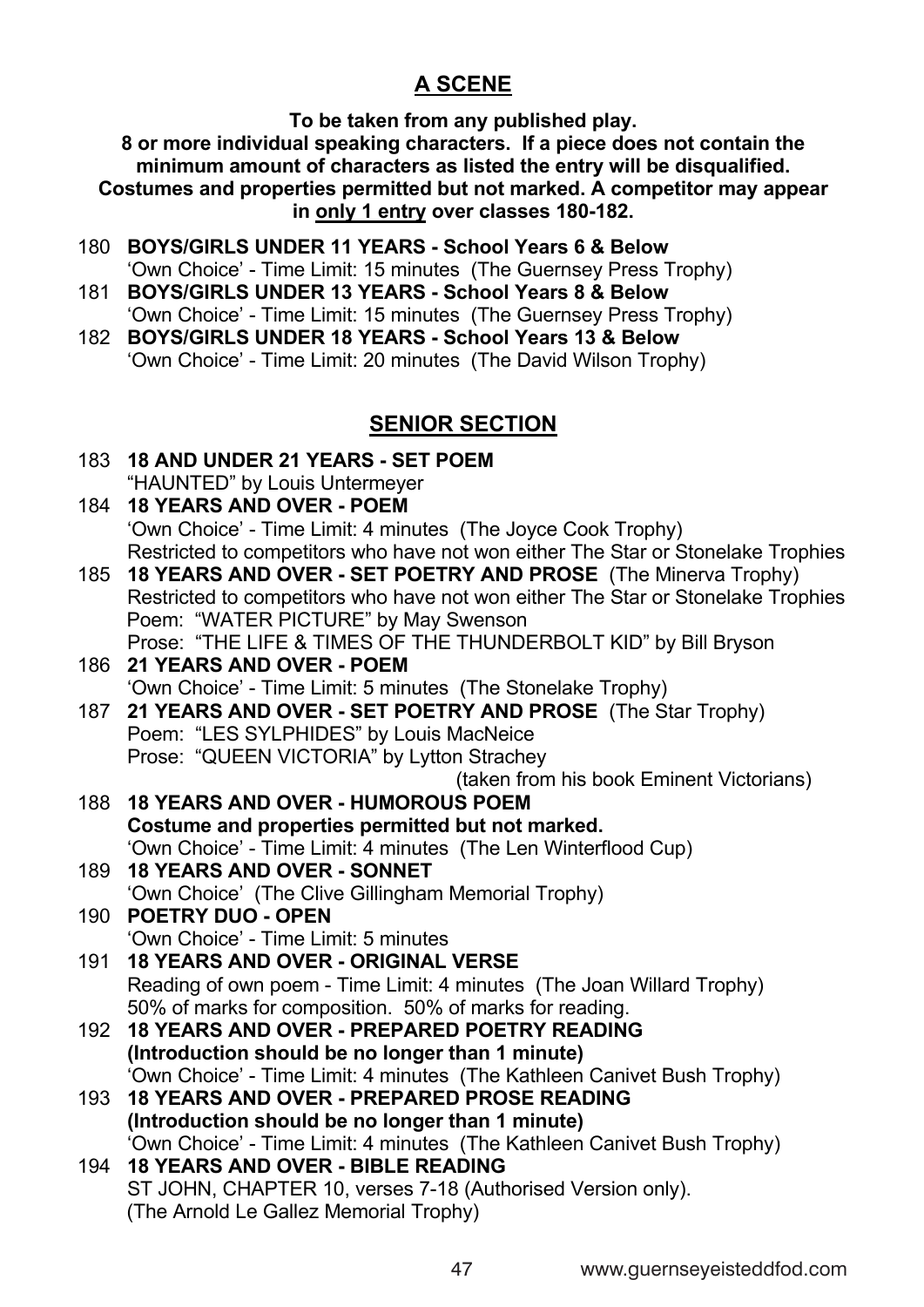## A SCENE

**To be taken from any published play.**
**8 or more individual speaking characters. If a piece does not contain the minimum amount of characters as listed the entry will be disqualified.**
**Costumes and properties permitted but not marked. A competitor may appear in only 1 entry over classes 180-182.**

180 **BOYS/GIRLS UNDER 11 YEARS - School Years 6 & Below**
'Own Choice' - Time Limit: 15 minutes (The Guernsey Press Trophy)

181 **BOYS/GIRLS UNDER 13 YEARS - School Years 8 & Below**
'Own Choice' - Time Limit: 15 minutes (The Guernsey Press Trophy)

182 **BOYS/GIRLS UNDER 18 YEARS - School Years 13 & Below**
'Own Choice' - Time Limit: 20 minutes (The David Wilson Trophy)

## SENIOR SECTION

183 **18 AND UNDER 21 YEARS - SET POEM**
"HAUNTED" by Louis Untermeyer

184 **18 YEARS AND OVER - POEM**
'Own Choice' - Time Limit: 4 minutes (The Joyce Cook Trophy)
Restricted to competitors who have not won either The Star or Stonelake Trophies

185 **18 YEARS AND OVER - SET POETRY AND PROSE** (The Minerva Trophy)
Restricted to competitors who have not won either The Star or Stonelake Trophies
Poem: "WATER PICTURE" by May Swenson
Prose: "THE LIFE & TIMES OF THE THUNDERBOLT KID" by Bill Bryson

186 **21 YEARS AND OVER - POEM**
'Own Choice' - Time Limit: 5 minutes (The Stonelake Trophy)

187 **21 YEARS AND OVER - SET POETRY AND PROSE** (The Star Trophy)
Poem: "LES SYLPHIDES" by Louis MacNeice
Prose: "QUEEN VICTORIA" by Lytton Strachey
(taken from his book Eminent Victorians)

188 **18 YEARS AND OVER - HUMOROUS POEM**
**Costume and properties permitted but not marked.**
'Own Choice' - Time Limit: 4 minutes (The Len Winterflood Cup)

189 **18 YEARS AND OVER - SONNET**
'Own Choice' (The Clive Gillingham Memorial Trophy)

190 **POETRY DUO - OPEN**
'Own Choice' - Time Limit: 5 minutes

191 **18 YEARS AND OVER - ORIGINAL VERSE**
Reading of own poem - Time Limit: 4 minutes (The Joan Willard Trophy)
50% of marks for composition. 50% of marks for reading.

192 **18 YEARS AND OVER - PREPARED POETRY READING**
**(Introduction should be no longer than 1 minute)**
'Own Choice' - Time Limit: 4 minutes (The Kathleen Canivet Bush Trophy)

193 **18 YEARS AND OVER - PREPARED PROSE READING**
**(Introduction should be no longer than 1 minute)**
'Own Choice' - Time Limit: 4 minutes (The Kathleen Canivet Bush Trophy)

194 **18 YEARS AND OVER - BIBLE READING**
ST JOHN, CHAPTER 10, verses 7-18 (Authorised Version only).
(The Arnold Le Gallez Memorial Trophy)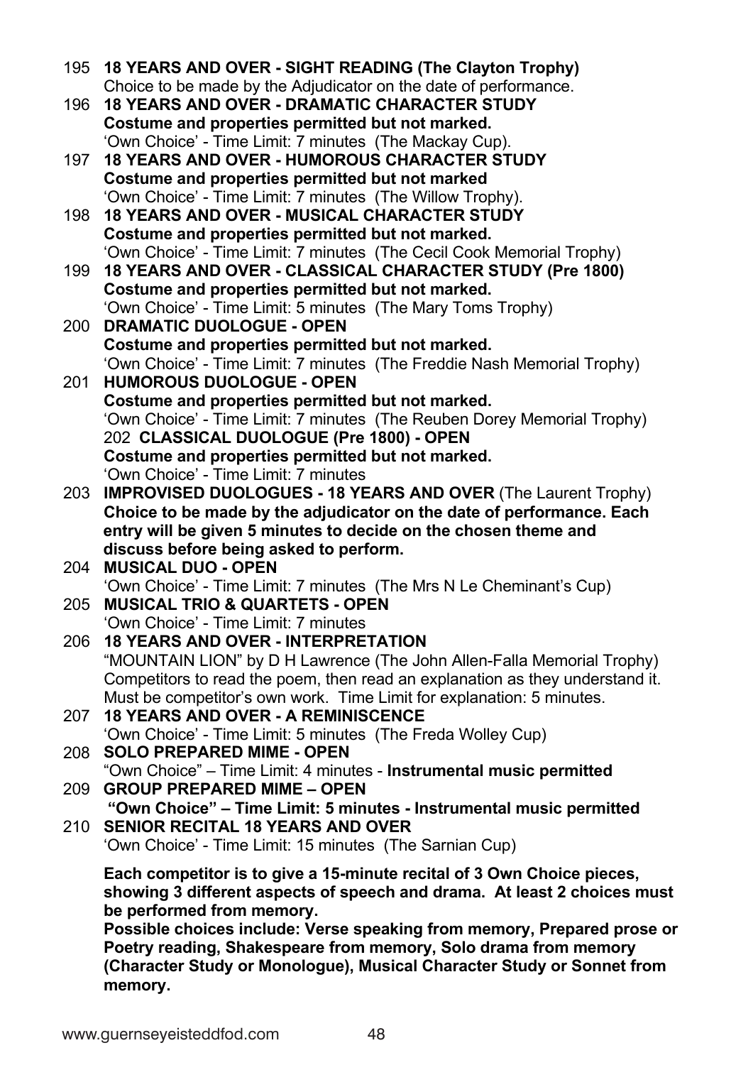195 **18 YEARS AND OVER - SIGHT READING (The Clayton Trophy)**
Choice to be made by the Adjudicator on the date of performance.

196 **18 YEARS AND OVER - DRAMATIC CHARACTER STUDY**
**Costume and properties permitted but not marked.**
'Own Choice' - Time Limit: 7 minutes (The Mackay Cup).

197 **18 YEARS AND OVER - HUMOROUS CHARACTER STUDY**
**Costume and properties permitted but not marked**
'Own Choice' - Time Limit: 7 minutes (The Willow Trophy).

198 **18 YEARS AND OVER - MUSICAL CHARACTER STUDY**
**Costume and properties permitted but not marked.**
'Own Choice' - Time Limit: 7 minutes (The Cecil Cook Memorial Trophy)

199 **18 YEARS AND OVER - CLASSICAL CHARACTER STUDY (Pre 1800)**
**Costume and properties permitted but not marked.**
'Own Choice' - Time Limit: 5 minutes (The Mary Toms Trophy)

200 **DRAMATIC DUOLOGUE - OPEN**
**Costume and properties permitted but not marked.**
'Own Choice' - Time Limit: 7 minutes (The Freddie Nash Memorial Trophy)

201 **HUMOROUS DUOLOGUE - OPEN**
**Costume and properties permitted but not marked.**
'Own Choice' - Time Limit: 7 minutes (The Reuben Dorey Memorial Trophy)

202 **CLASSICAL DUOLOGUE (Pre 1800) - OPEN**
**Costume and properties permitted but not marked.**
'Own Choice' - Time Limit: 7 minutes

203 **IMPROVISED DUOLOGUES - 18 YEARS AND OVER** (The Laurent Trophy)
**Choice to be made by the adjudicator on the date of performance. Each entry will be given 5 minutes to decide on the chosen theme and discuss before being asked to perform.**

204 **MUSICAL DUO - OPEN**
'Own Choice' - Time Limit: 7 minutes (The Mrs N Le Cheminant's Cup)

205 **MUSICAL TRIO & QUARTETS - OPEN**
'Own Choice' - Time Limit: 7 minutes

206 **18 YEARS AND OVER - INTERPRETATION**
"MOUNTAIN LION" by D H Lawrence (The John Allen-Falla Memorial Trophy)
Competitors to read the poem, then read an explanation as they understand it. Must be competitor's own work. Time Limit for explanation: 5 minutes.

207 **18 YEARS AND OVER - A REMINISCENCE**
'Own Choice' - Time Limit: 5 minutes (The Freda Wolley Cup)

208 **SOLO PREPARED MIME - OPEN**
"Own Choice" – Time Limit: 4 minutes - **Instrumental music permitted**

209 **GROUP PREPARED MIME – OPEN**
**"Own Choice" – Time Limit: 5 minutes - Instrumental music permitted**

210 **SENIOR RECITAL 18 YEARS AND OVER**
'Own Choice' - Time Limit: 15 minutes (The Sarnian Cup)

**Each competitor is to give a 15-minute recital of 3 Own Choice pieces, showing 3 different aspects of speech and drama. At least 2 choices must be performed from memory.**
**Possible choices include: Verse speaking from memory, Prepared prose or Poetry reading, Shakespeare from memory, Solo drama from memory (Character Study or Monologue), Musical Character Study or Sonnet from memory.**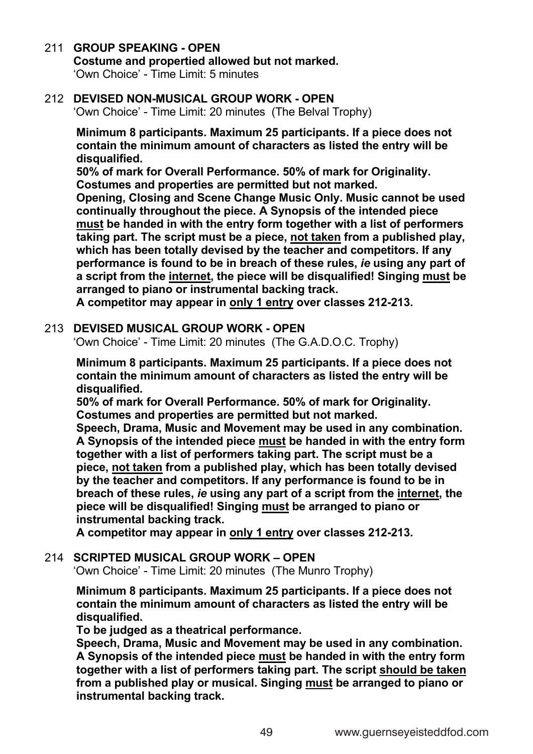211 **GROUP SPEAKING - OPEN**
**Costume and propertied allowed but not marked.**
'Own Choice' - Time Limit: 5 minutes

212 **DEVISED NON-MUSICAL GROUP WORK - OPEN**
'Own Choice' - Time Limit: 20 minutes (The Belval Trophy)

**Minimum 8 participants. Maximum 25 participants. If a piece does not contain the minimum amount of characters as listed the entry will be disqualified.**
**50% of mark for Overall Performance. 50% of mark for Originality.**
**Costumes and properties are permitted but not marked.**
**Opening, Closing and Scene Change Music Only. Music cannot be used continually throughout the piece. A Synopsis of the intended piece <u>must</u> be handed in with the entry form together with a list of performers taking part. The script must be a piece, <u>not taken</u> from a published play, which has been totally devised by the teacher and competitors. If any performance is found to be in breach of these rules, *ie* using any part of a script from the <u>internet</u>, the piece will be disqualified! Singing <u>must</u> be arranged to piano or instrumental backing track.**
**A competitor may appear in <u>only 1 entry</u> over classes 212-213.**

213 **DEVISED MUSICAL GROUP WORK - OPEN**
'Own Choice' - Time Limit: 20 minutes (The G.A.D.O.C. Trophy)

**Minimum 8 participants. Maximum 25 participants. If a piece does not contain the minimum amount of characters as listed the entry will be disqualified.**
**50% of mark for Overall Performance. 50% of mark for Originality.**
**Costumes and properties are permitted but not marked.**
**Speech, Drama, Music and Movement may be used in any combination. A Synopsis of the intended piece <u>must</u> be handed in with the entry form together with a list of performers taking part. The script must be a piece, <u>not taken</u> from a published play, which has been totally devised by the teacher and competitors. If any performance is found to be in breach of these rules, *ie* using any part of a script from the <u>internet</u>, the piece will be disqualified! Singing <u>must</u> be arranged to piano or instrumental backing track.**
**A competitor may appear in <u>only 1 entry</u> over classes 212-213.**

214 **SCRIPTED MUSICAL GROUP WORK – OPEN**
'Own Choice' - Time Limit: 20 minutes (The Munro Trophy)

**Minimum 8 participants. Maximum 25 participants. If a piece does not contain the minimum amount of characters as listed the entry will be disqualified.**
**To be judged as a theatrical performance.**
**Speech, Drama, Music and Movement may be used in any combination. A Synopsis of the intended piece <u>must</u> be handed in with the entry form together with a list of performers taking part. The script <u>should be taken</u> from a published play or musical. Singing <u>must</u> be arranged to piano or instrumental backing track.**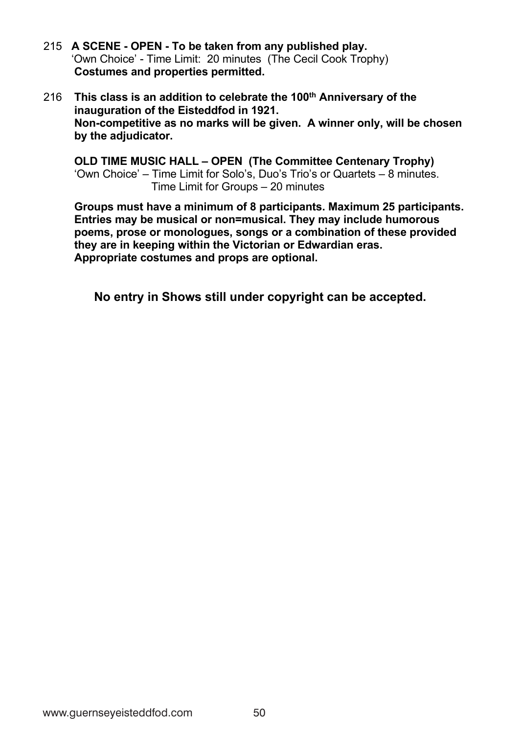215 **A SCENE - OPEN - To be taken from any published play.**
'Own Choice' - Time Limit: 20 minutes (The Cecil Cook Trophy)
**Costumes and properties permitted.**

216 **This class is an addition to celebrate the 100th Anniversary of the inauguration of the Eisteddfod in 1921.**
**Non-competitive as no marks will be given. A winner only, will be chosen by the adjudicator.**

**OLD TIME MUSIC HALL – OPEN (The Committee Centenary Trophy)**
'Own Choice' – Time Limit for Solo's, Duo's Trio's or Quartets – 8 minutes.
Time Limit for Groups – 20 minutes

**Groups must have a minimum of 8 participants. Maximum 25 participants. Entries may be musical or non=musical. They may include humorous poems, prose or monologues, songs or a combination of these provided they are in keeping within the Victorian or Edwardian eras.**
**Appropriate costumes and props are optional.**

**No entry in Shows still under copyright can be accepted.**

www.guernseyeisteddfod.com